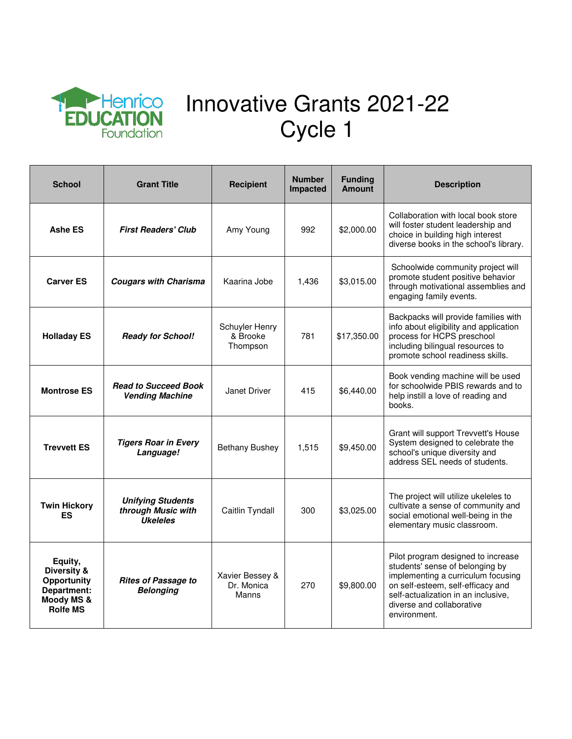# Innovative Grants 2021-22 Cycle 1

| School | Grant Title | Recipient | Number Impacted | Funding Amount | Description |
|---|---|---|---|---|---|
| **Ashe ES** | ***First Readers' Club*** | Amy Young | 992 | $2,000.00 | Collaboration with local book store will foster student leadership and choice in building high interest diverse books in the school's library. |
| **Carver ES** | ***Cougars with Charisma*** | Kaarina Jobe | 1,436 | $3,015.00 | Schoolwide community project will promote student positive behavior through motivational assemblies and engaging family events. |
| **Holladay ES** | ***Ready for School!*** | Schuyler Henry & Brooke Thompson | 781 | $17,350.00 | Backpacks will provide families with info about eligibility and application process for HCPS preschool including bilingual resources to promote school readiness skills. |
| **Montrose ES** | ***Read to Succeed Book Vending Machine*** | Janet Driver | 415 | $6,440.00 | Book vending machine will be used for schoolwide PBIS rewards and to help instill a love of reading and books. |
| **Trevvett ES** | ***Tigers Roar in Every Language!*** | Bethany Bushey | 1,515 | $9,450.00 | Grant will support Trevvett's House System designed to celebrate the school's unique diversity and address SEL needs of students. |
| **Twin Hickory ES** | ***Unifying Students through Music with Ukeleles*** | Caitlin Tyndall | 300 | $3,025.00 | The project will utilize ukeleles to cultivate a sense of community and social emotional well-being in the elementary music classroom. |
| **Equity, Diversity & Opportunity Department: Moody MS & Rolfe MS** | ***Rites of Passage to Belonging*** | Xavier Bessey & Dr. Monica Manns | 270 | $9,800.00 | Pilot program designed to increase students' sense of belonging by implementing a curriculum focusing on self-esteem, self-efficacy and self-actualization in an inclusive, diverse and collaborative environment. |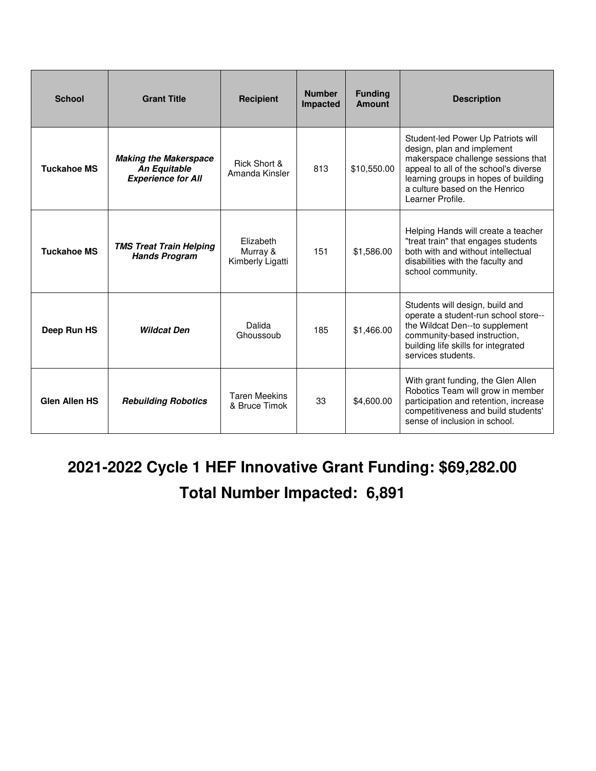| School | Grant Title | Recipient | Number Impacted | Funding Amount | Description |
|---|---|---|---|---|---|
| **Tuckahoe MS** | ***Making the Makerspace An Equitable Experience for All*** | Rick Short & Amanda Kinsler | 813 | $10,550.00 | Student-led Power Up Patriots will design, plan and implement makerspace challenge sessions that appeal to all of the school's diverse learning groups in hopes of building a culture based on the Henrico Learner Profile. |
| **Tuckahoe MS** | ***TMS Treat Train Helping Hands Program*** | Elizabeth Murray & Kimberly Ligatti | 151 | $1,586.00 | Helping Hands will create a teacher "treat train" that engages students both with and without intellectual disabilities with the faculty and school community. |
| **Deep Run HS** | ***Wildcat Den*** | Dalida Ghoussoub | 185 | $1,466.00 | Students will design, build and operate a student-run school store--the Wildcat Den--to supplement community-based instruction, building life skills for integrated services students. |
| **Glen Allen HS** | ***Rebuilding Robotics*** | Taren Meekins & Bruce Timok | 33 | $4,600.00 | With grant funding, the Glen Allen Robotics Team will grow in member participation and retention, increase competitiveness and build students' sense of inclusion in school. |

## 2021-2022 Cycle 1 HEF Innovative Grant Funding: $69,282.00

## Total Number Impacted: 6,891